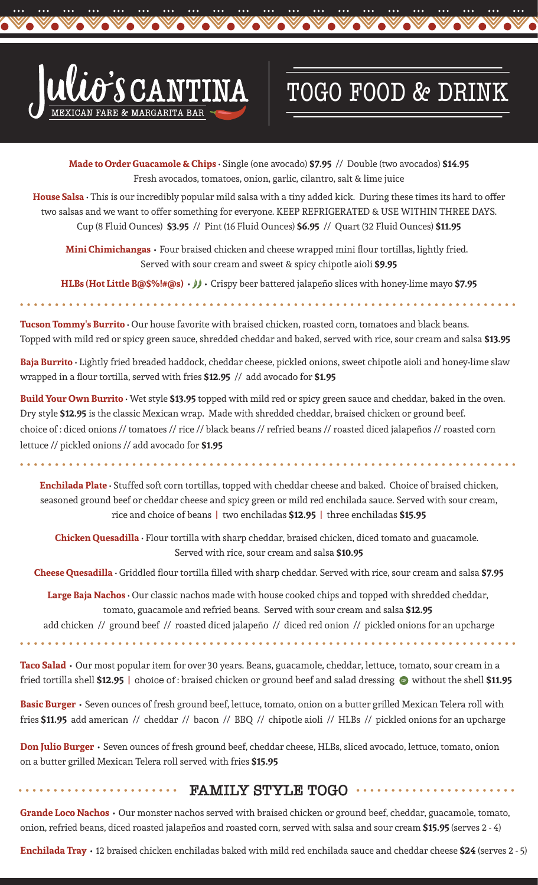# Julio's CANTINA

MEXICAN FARE & MARGARITA BAR

# TOGO FOOD & DRINK

**Made to Order Guacamole & Chips** • Single (one avocado) **$7.95** // Double (two avocados) **$14.95**
Fresh avocados, tomatoes, onion, garlic, cilantro, salt & lime juice

**House Salsa** • This is our incredibly popular mild salsa with a tiny added kick. During these times its hard to offer two salsas and we want to offer something for everyone. KEEP REFRIGERATED & USE WITHIN THREE DAYS.
Cup (8 Fluid Ounces) **$3.95** // Pint (16 Fluid Ounces) **$6.95** // Quart (32 Fluid Ounces) **$11.95**

**Mini Chimichangas** • Four braised chicken and cheese wrapped mini flour tortillas, lightly fried.
Served with sour cream and sweet & spicy chipotle aioli **$9.95**

**HLBs (Hot Little B@$%!#@s)** • Crispy beer battered jalapeño slices with honey-lime mayo **$7.95**

---

**Tucson Tommy's Burrito** • Our house favorite with braised chicken, roasted corn, tomatoes and black beans. Topped with mild red or spicy green sauce, shredded cheddar and baked, served with rice, sour cream and salsa **$13.95**

**Baja Burrito** • Lightly fried breaded haddock, cheddar cheese, pickled onions, sweet chipotle aioli and honey-lime slaw wrapped in a flour tortilla, served with fries **$12.95** // add avocado for **$1.95**

**Build Your Own Burrito** • Wet style **$13.95** topped with mild red or spicy green sauce and cheddar, baked in the oven. Dry style **$12.95** is the classic Mexican wrap. Made with shredded cheddar, braised chicken or ground beef.
choice of : diced onions // tomatoes // rice // black beans // refried beans // roasted diced jalapeños // roasted corn lettuce // pickled onions // add avocado for **$1.95**

---

**Enchilada Plate** • Stuffed soft corn tortillas, topped with cheddar cheese and baked. Choice of braised chicken, seasoned ground beef or cheddar cheese and spicy green or mild red enchilada sauce. Served with sour cream, rice and choice of beans | two enchiladas **$12.95** | three enchiladas **$15.95**

**Chicken Quesadilla** • Flour tortilla with sharp cheddar, braised chicken, diced tomato and guacamole.
Served with rice, sour cream and salsa **$10.95**

**Cheese Quesadilla** • Griddled flour tortilla filled with sharp cheddar. Served with rice, sour cream and salsa **$7.95**

**Large Baja Nachos** • Our classic nachos made with house cooked chips and topped with shredded cheddar, tomato, guacamole and refried beans. Served with sour cream and salsa **$12.95**
add chicken // ground beef // roasted diced jalapeño // diced red onion // pickled onions for an upcharge

---

**Taco Salad** • Our most popular item for over 30 years. Beans, guacamole, cheddar, lettuce, tomato, sour cream in a fried tortilla shell **$12.95** | choice of : braised chicken or ground beef and salad dressing GF without the shell **$11.95**

**Basic Burger** • Seven ounces of fresh ground beef, lettuce, tomato, onion on a butter grilled Mexican Telera roll with fries **$11.95** add american // cheddar // bacon // BBQ // chipotle aioli // HLBs // pickled onions for an upcharge

**Don Julio Burger** • Seven ounces of fresh ground beef, cheddar cheese, HLBs, sliced avocado, lettuce, tomato, onion on a butter grilled Mexican Telera roll served with fries **$15.95**

## FAMILY STYLE TOGO

**Grande Loco Nachos** • Our monster nachos served with braised chicken or ground beef, cheddar, guacamole, tomato, onion, refried beans, diced roasted jalapeños and roasted corn, served with salsa and sour cream **$15.95** (serves 2 - 4)

**Enchilada Tray** • 12 braised chicken enchiladas baked with mild red enchilada sauce and cheddar cheese **$24** (serves 2 - 5)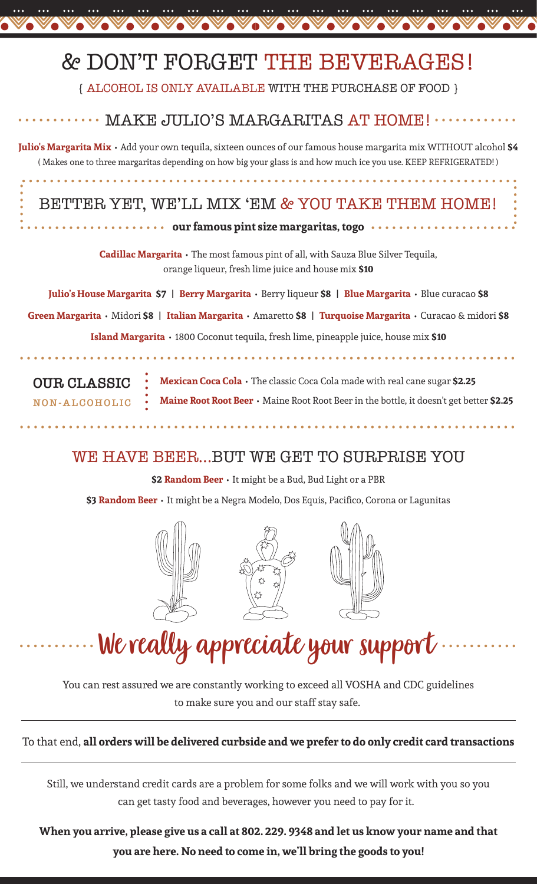# & DON'T FORGET THE BEVERAGES!

{ ALCOHOL IS ONLY AVAILABLE WITH THE PURCHASE OF FOOD }

## MAKE JULIO'S MARGARITAS AT HOME!

**Julio's Margarita Mix** • Add your own tequila, sixteen ounces of our famous house margarita mix WITHOUT alcohol **$4**
( Makes one to three margaritas depending on how big your glass is and how much ice you use. KEEP REFRIGERATED! )

## BETTER YET, WE'LL MIX 'EM & YOU TAKE THEM HOME!

**our famous pint size margaritas, togo**

**Cadillac Margarita** • The most famous pint of all, with Sauza Blue Silver Tequila, orange liqueur, fresh lime juice and house mix **$10**

**Julio's House Margarita $7** | **Berry Margarita** • Berry liqueur **$8** | **Blue Margarita** • Blue curacao **$8**

**Green Margarita** • Midori **$8** | **Italian Margarita** • Amaretto **$8** | **Turquoise Margarita** • Curacao & midori **$8**

**Island Margarita** • 1800 Coconut tequila, fresh lime, pineapple juice, house mix **$10**

## OUR CLASSIC NON-ALCOHOLIC

**Mexican Coca Cola** • The classic Coca Cola made with real cane sugar **$2.25**

**Maine Root Root Beer** • Maine Root Root Beer in the bottle, it doesn't get better **$2.25**

## WE HAVE BEER...BUT WE GET TO SURPRISE YOU

**$2 Random Beer** • It might be a Bud, Bud Light or a PBR

**$3 Random Beer** • It might be a Negra Modelo, Dos Equis, Pacifico, Corona or Lagunitas

## We really appreciate your support

You can rest assured we are constantly working to exceed all VOSHA and CDC guidelines to make sure you and our staff stay safe.

To that end, **all orders will be delivered curbside and we prefer to do only credit card transactions**

Still, we understand credit cards are a problem for some folks and we will work with you so you can get tasty food and beverages, however you need to pay for it.

**When you arrive, please give us a call at 802. 229. 9348 and let us know your name and that you are here. No need to come in, we'll bring the goods to you!**